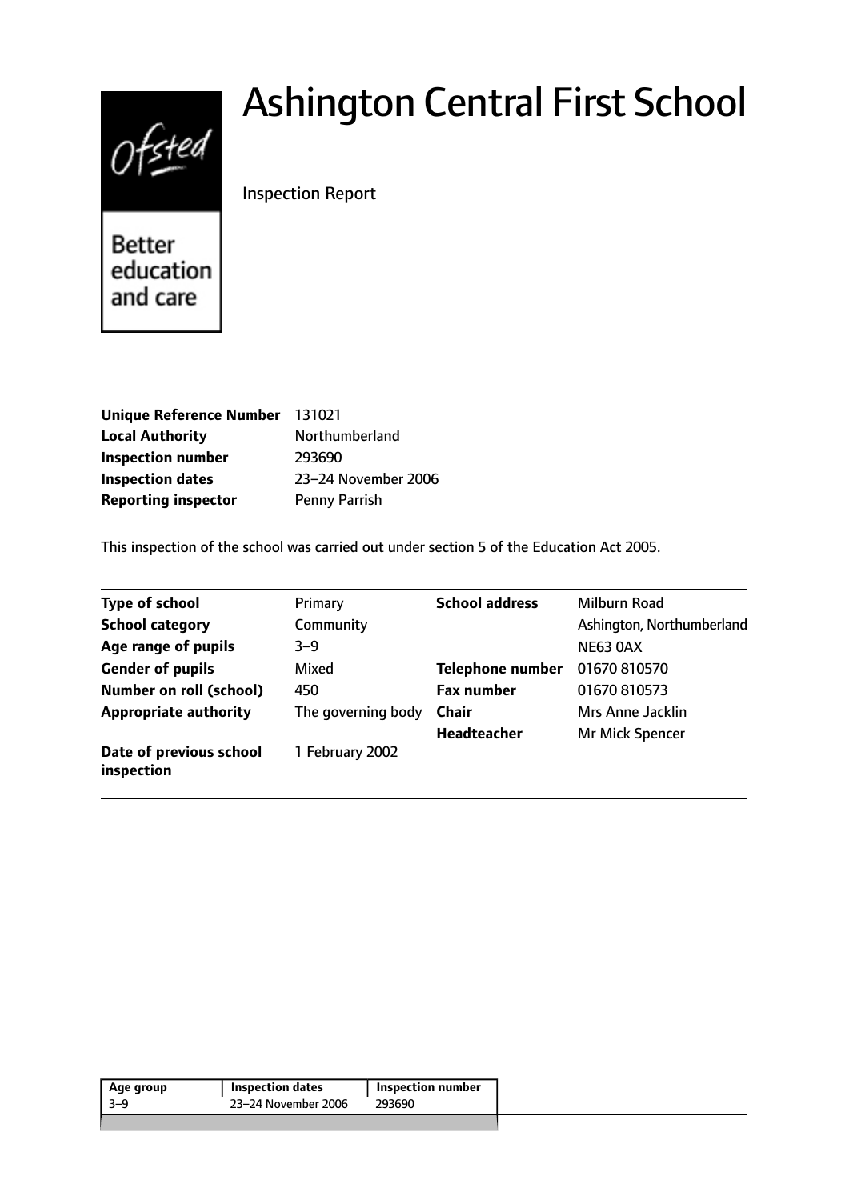# Ashington Central First School

Inspection Report

Better education and care

| | |
|---|---|
| **Unique Reference Number** | 131021 |
| **Local Authority** | Northumberland |
| **Inspection number** | 293690 |
| **Inspection dates** | 23–24 November 2006 |
| **Reporting inspector** | Penny Parrish |

This inspection of the school was carried out under section 5 of the Education Act 2005.

| | | | |
|---|---|---|---|
| **Type of school** | Primary | **School address** | Milburn Road |
| **School category** | Community | | Ashington, Northumberland |
| **Age range of pupils** | 3–9 | | NE63 0AX |
| **Gender of pupils** | Mixed | **Telephone number** | 01670 810570 |
| **Number on roll (school)** | 450 | **Fax number** | 01670 810573 |
| **Appropriate authority** | The governing body | **Chair** | Mrs Anne Jacklin |
| | | **Headteacher** | Mr Mick Spencer |
| **Date of previous school inspection** | 1 February 2002 | | |

| Age group | Inspection dates | Inspection number |
|---|---|---|
| 3–9 | 23–24 November 2006 | 293690 |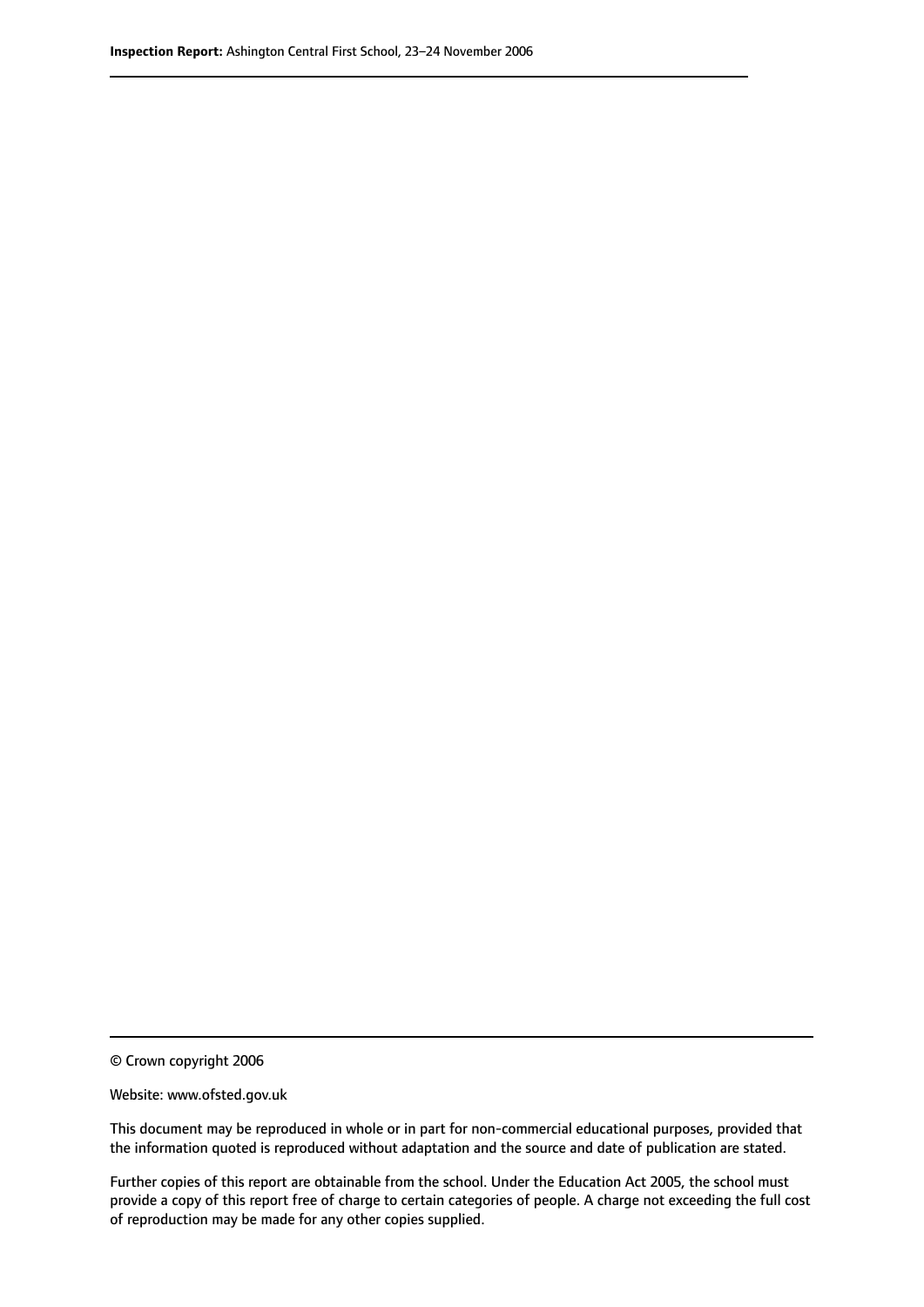© Crown copyright 2006

Website: www.ofsted.gov.uk

This document may be reproduced in whole or in part for non-commercial educational purposes, provided that the information quoted is reproduced without adaptation and the source and date of publication are stated.

Further copies of this report are obtainable from the school. Under the Education Act 2005, the school must provide a copy of this report free of charge to certain categories of people. A charge not exceeding the full cost of reproduction may be made for any other copies supplied.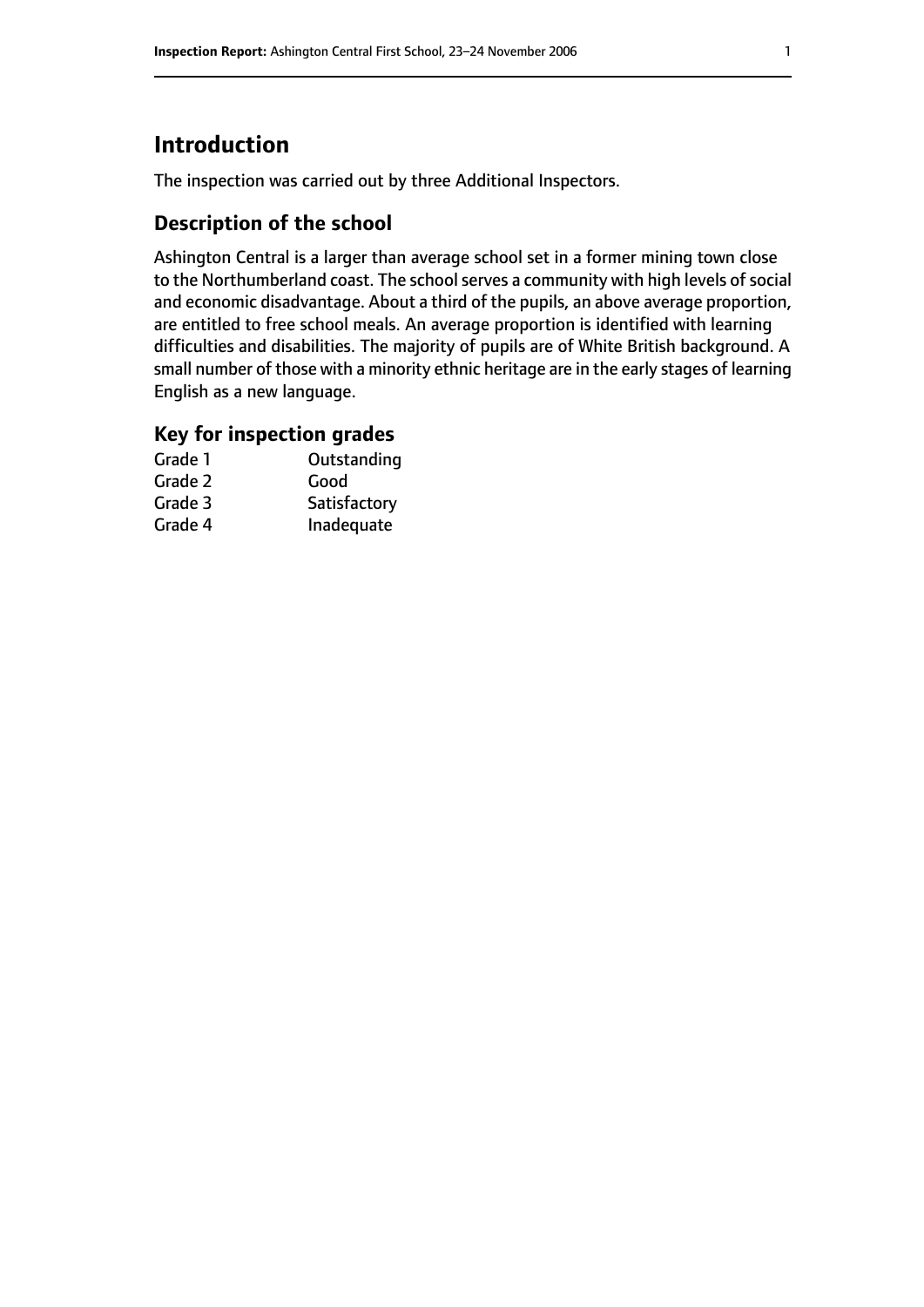# Introduction

The inspection was carried out by three Additional Inspectors.

## Description of the school

Ashington Central is a larger than average school set in a former mining town close to the Northumberland coast. The school serves a community with high levels of social and economic disadvantage. About a third of the pupils, an above average proportion, are entitled to free school meals. An average proportion is identified with learning difficulties and disabilities. The majority of pupils are of White British background. A small number of those with a minority ethnic heritage are in the early stages of learning English as a new language.

## Key for inspection grades

| | |
|---|---|
| Grade 1 | Outstanding |
| Grade 2 | Good |
| Grade 3 | Satisfactory |
| Grade 4 | Inadequate |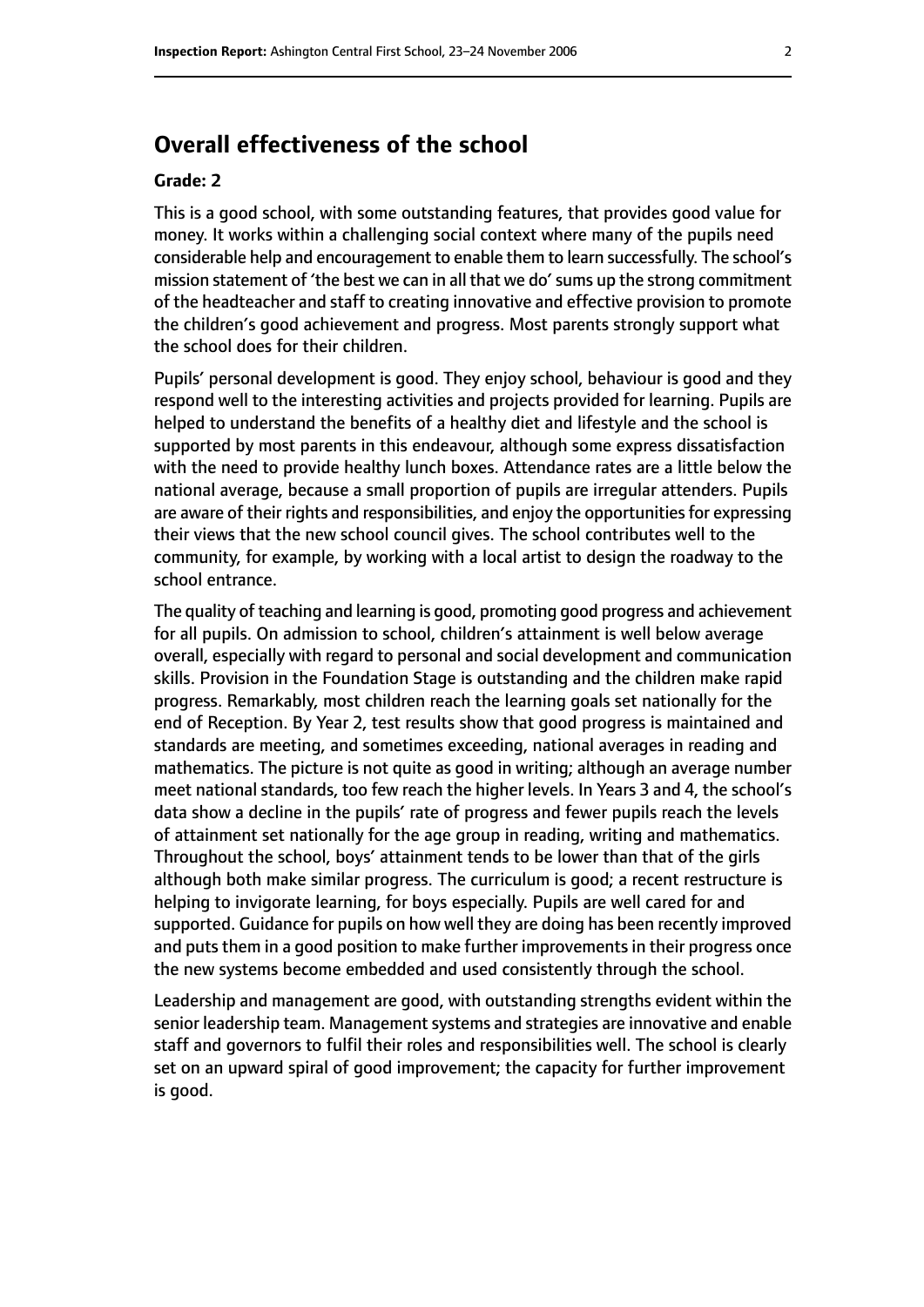## Overall effectiveness of the school

### Grade: 2

This is a good school, with some outstanding features, that provides good value for money. It works within a challenging social context where many of the pupils need considerable help and encouragement to enable them to learn successfully. The school's mission statement of 'the best we can in all that we do' sums up the strong commitment of the headteacher and staff to creating innovative and effective provision to promote the children's good achievement and progress. Most parents strongly support what the school does for their children.

Pupils' personal development is good. They enjoy school, behaviour is good and they respond well to the interesting activities and projects provided for learning. Pupils are helped to understand the benefits of a healthy diet and lifestyle and the school is supported by most parents in this endeavour, although some express dissatisfaction with the need to provide healthy lunch boxes. Attendance rates are a little below the national average, because a small proportion of pupils are irregular attenders. Pupils are aware of their rights and responsibilities, and enjoy the opportunities for expressing their views that the new school council gives. The school contributes well to the community, for example, by working with a local artist to design the roadway to the school entrance.

The quality of teaching and learning is good, promoting good progress and achievement for all pupils. On admission to school, children's attainment is well below average overall, especially with regard to personal and social development and communication skills. Provision in the Foundation Stage is outstanding and the children make rapid progress. Remarkably, most children reach the learning goals set nationally for the end of Reception. By Year 2, test results show that good progress is maintained and standards are meeting, and sometimes exceeding, national averages in reading and mathematics. The picture is not quite as good in writing; although an average number meet national standards, too few reach the higher levels. In Years 3 and 4, the school's data show a decline in the pupils' rate of progress and fewer pupils reach the levels of attainment set nationally for the age group in reading, writing and mathematics. Throughout the school, boys' attainment tends to be lower than that of the girls although both make similar progress. The curriculum is good; a recent restructure is helping to invigorate learning, for boys especially. Pupils are well cared for and supported. Guidance for pupils on how well they are doing has been recently improved and puts them in a good position to make further improvements in their progress once the new systems become embedded and used consistently through the school.

Leadership and management are good, with outstanding strengths evident within the senior leadership team. Management systems and strategies are innovative and enable staff and governors to fulfil their roles and responsibilities well. The school is clearly set on an upward spiral of good improvement; the capacity for further improvement is good.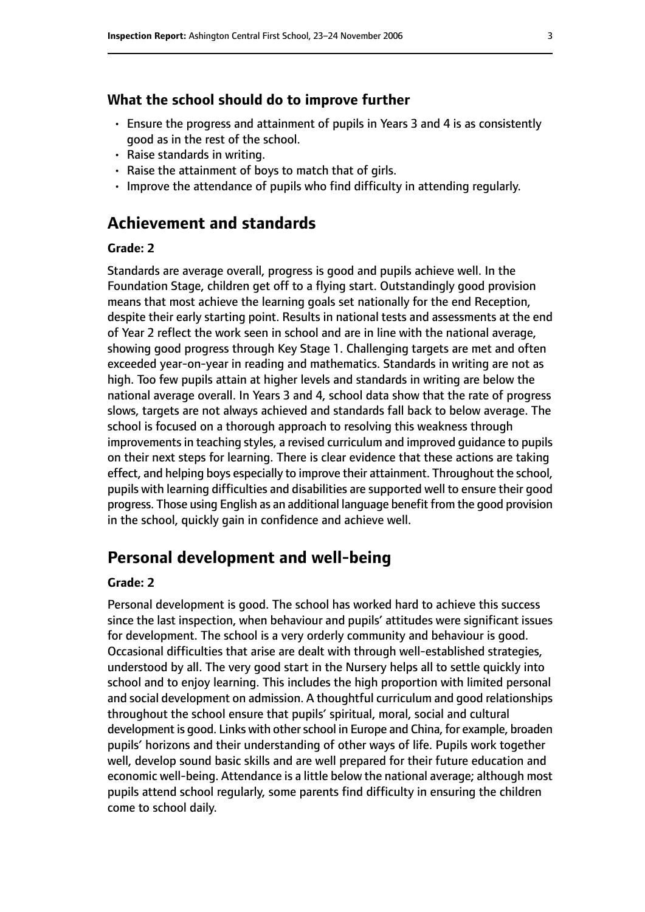### What the school should do to improve further

- Ensure the progress and attainment of pupils in Years 3 and 4 is as consistently good as in the rest of the school.
- Raise standards in writing.
- Raise the attainment of boys to match that of girls.
- Improve the attendance of pupils who find difficulty in attending regularly.

## Achievement and standards

#### Grade: 2

Standards are average overall, progress is good and pupils achieve well. In the Foundation Stage, children get off to a flying start. Outstandingly good provision means that most achieve the learning goals set nationally for the end Reception, despite their early starting point. Results in national tests and assessments at the end of Year 2 reflect the work seen in school and are in line with the national average, showing good progress through Key Stage 1. Challenging targets are met and often exceeded year-on-year in reading and mathematics. Standards in writing are not as high. Too few pupils attain at higher levels and standards in writing are below the national average overall. In Years 3 and 4, school data show that the rate of progress slows, targets are not always achieved and standards fall back to below average. The school is focused on a thorough approach to resolving this weakness through improvements in teaching styles, a revised curriculum and improved guidance to pupils on their next steps for learning. There is clear evidence that these actions are taking effect, and helping boys especially to improve their attainment. Throughout the school, pupils with learning difficulties and disabilities are supported well to ensure their good progress. Those using English as an additional language benefit from the good provision in the school, quickly gain in confidence and achieve well.

## Personal development and well-being

#### Grade: 2

Personal development is good. The school has worked hard to achieve this success since the last inspection, when behaviour and pupils' attitudes were significant issues for development. The school is a very orderly community and behaviour is good. Occasional difficulties that arise are dealt with through well-established strategies, understood by all. The very good start in the Nursery helps all to settle quickly into school and to enjoy learning. This includes the high proportion with limited personal and social development on admission. A thoughtful curriculum and good relationships throughout the school ensure that pupils' spiritual, moral, social and cultural development is good. Links with other school in Europe and China, for example, broaden pupils' horizons and their understanding of other ways of life. Pupils work together well, develop sound basic skills and are well prepared for their future education and economic well-being. Attendance is a little below the national average; although most pupils attend school regularly, some parents find difficulty in ensuring the children come to school daily.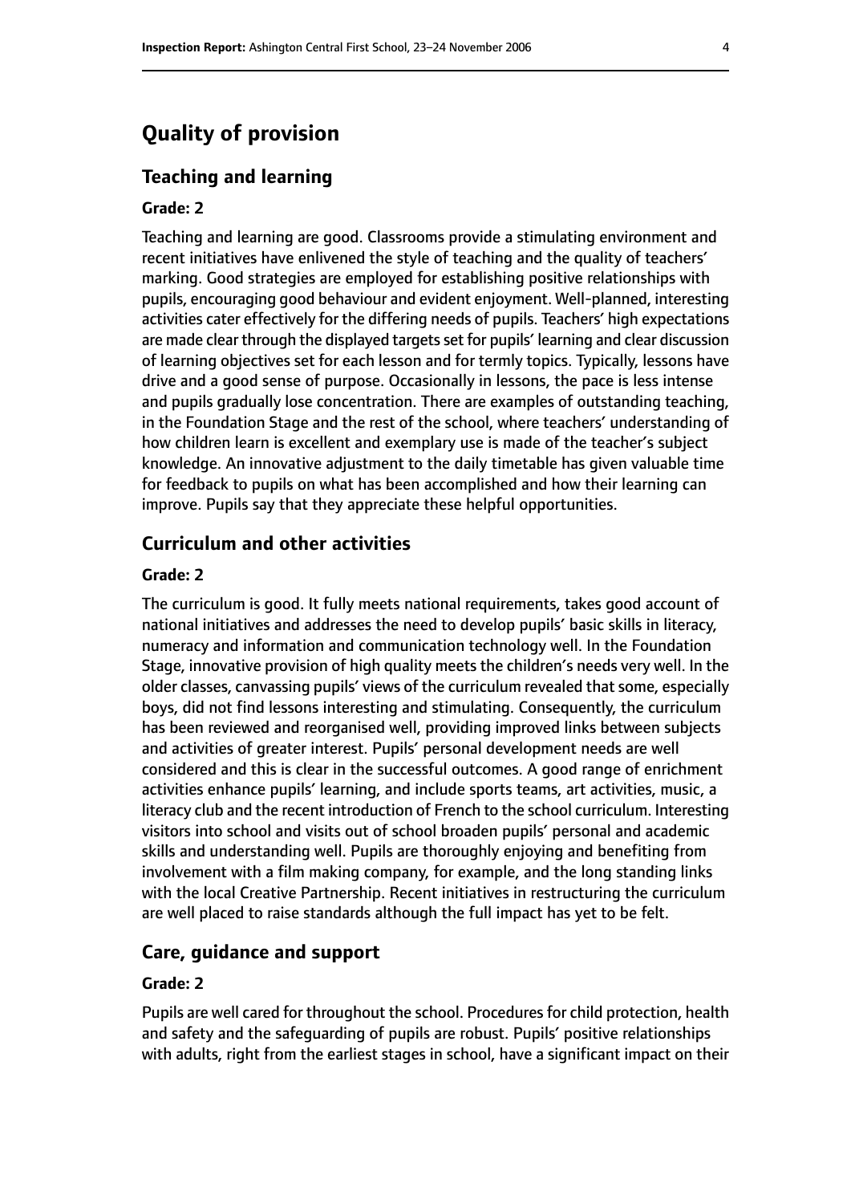# Quality of provision

## Teaching and learning

### Grade: 2

Teaching and learning are good. Classrooms provide a stimulating environment and recent initiatives have enlivened the style of teaching and the quality of teachers' marking. Good strategies are employed for establishing positive relationships with pupils, encouraging good behaviour and evident enjoyment. Well-planned, interesting activities cater effectively for the differing needs of pupils. Teachers' high expectations are made clear through the displayed targets set for pupils' learning and clear discussion of learning objectives set for each lesson and for termly topics. Typically, lessons have drive and a good sense of purpose. Occasionally in lessons, the pace is less intense and pupils gradually lose concentration. There are examples of outstanding teaching, in the Foundation Stage and the rest of the school, where teachers' understanding of how children learn is excellent and exemplary use is made of the teacher's subject knowledge. An innovative adjustment to the daily timetable has given valuable time for feedback to pupils on what has been accomplished and how their learning can improve. Pupils say that they appreciate these helpful opportunities.

## Curriculum and other activities

### Grade: 2

The curriculum is good. It fully meets national requirements, takes good account of national initiatives and addresses the need to develop pupils' basic skills in literacy, numeracy and information and communication technology well. In the Foundation Stage, innovative provision of high quality meets the children's needs very well. In the older classes, canvassing pupils' views of the curriculum revealed that some, especially boys, did not find lessons interesting and stimulating. Consequently, the curriculum has been reviewed and reorganised well, providing improved links between subjects and activities of greater interest. Pupils' personal development needs are well considered and this is clear in the successful outcomes. A good range of enrichment activities enhance pupils' learning, and include sports teams, art activities, music, a literacy club and the recent introduction of French to the school curriculum. Interesting visitors into school and visits out of school broaden pupils' personal and academic skills and understanding well. Pupils are thoroughly enjoying and benefiting from involvement with a film making company, for example, and the long standing links with the local Creative Partnership. Recent initiatives in restructuring the curriculum are well placed to raise standards although the full impact has yet to be felt.

## Care, guidance and support

### Grade: 2

Pupils are well cared for throughout the school. Procedures for child protection, health and safety and the safeguarding of pupils are robust. Pupils' positive relationships with adults, right from the earliest stages in school, have a significant impact on their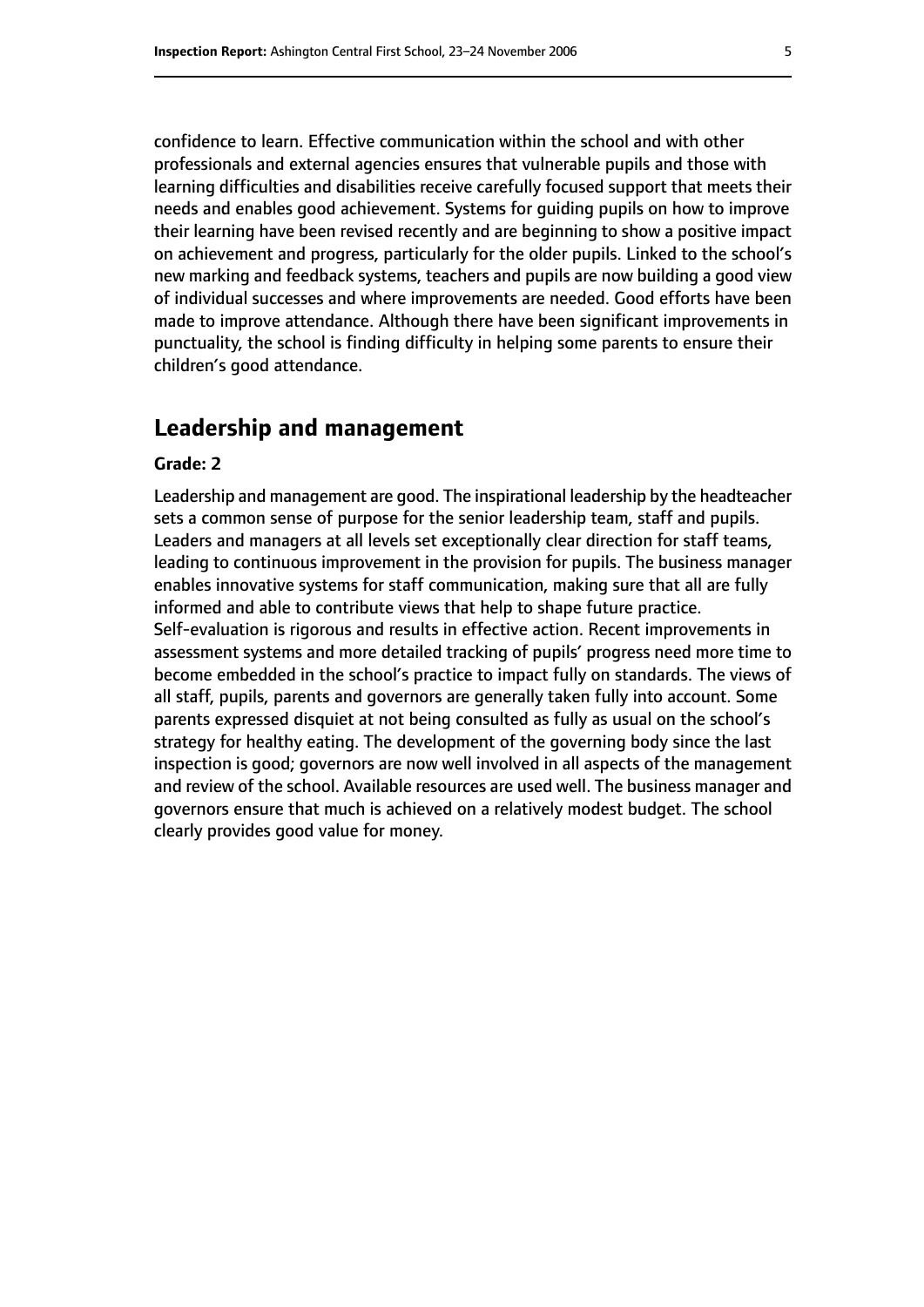confidence to learn. Effective communication within the school and with other professionals and external agencies ensures that vulnerable pupils and those with learning difficulties and disabilities receive carefully focused support that meets their needs and enables good achievement. Systems for guiding pupils on how to improve their learning have been revised recently and are beginning to show a positive impact on achievement and progress, particularly for the older pupils. Linked to the school's new marking and feedback systems, teachers and pupils are now building a good view of individual successes and where improvements are needed. Good efforts have been made to improve attendance. Although there have been significant improvements in punctuality, the school is finding difficulty in helping some parents to ensure their children's good attendance.

## Leadership and management

**Grade: 2**

Leadership and management are good. The inspirational leadership by the headteacher sets a common sense of purpose for the senior leadership team, staff and pupils. Leaders and managers at all levels set exceptionally clear direction for staff teams, leading to continuous improvement in the provision for pupils. The business manager enables innovative systems for staff communication, making sure that all are fully informed and able to contribute views that help to shape future practice. Self-evaluation is rigorous and results in effective action. Recent improvements in assessment systems and more detailed tracking of pupils' progress need more time to become embedded in the school's practice to impact fully on standards. The views of all staff, pupils, parents and governors are generally taken fully into account. Some parents expressed disquiet at not being consulted as fully as usual on the school's strategy for healthy eating. The development of the governing body since the last inspection is good; governors are now well involved in all aspects of the management and review of the school. Available resources are used well. The business manager and governors ensure that much is achieved on a relatively modest budget. The school clearly provides good value for money.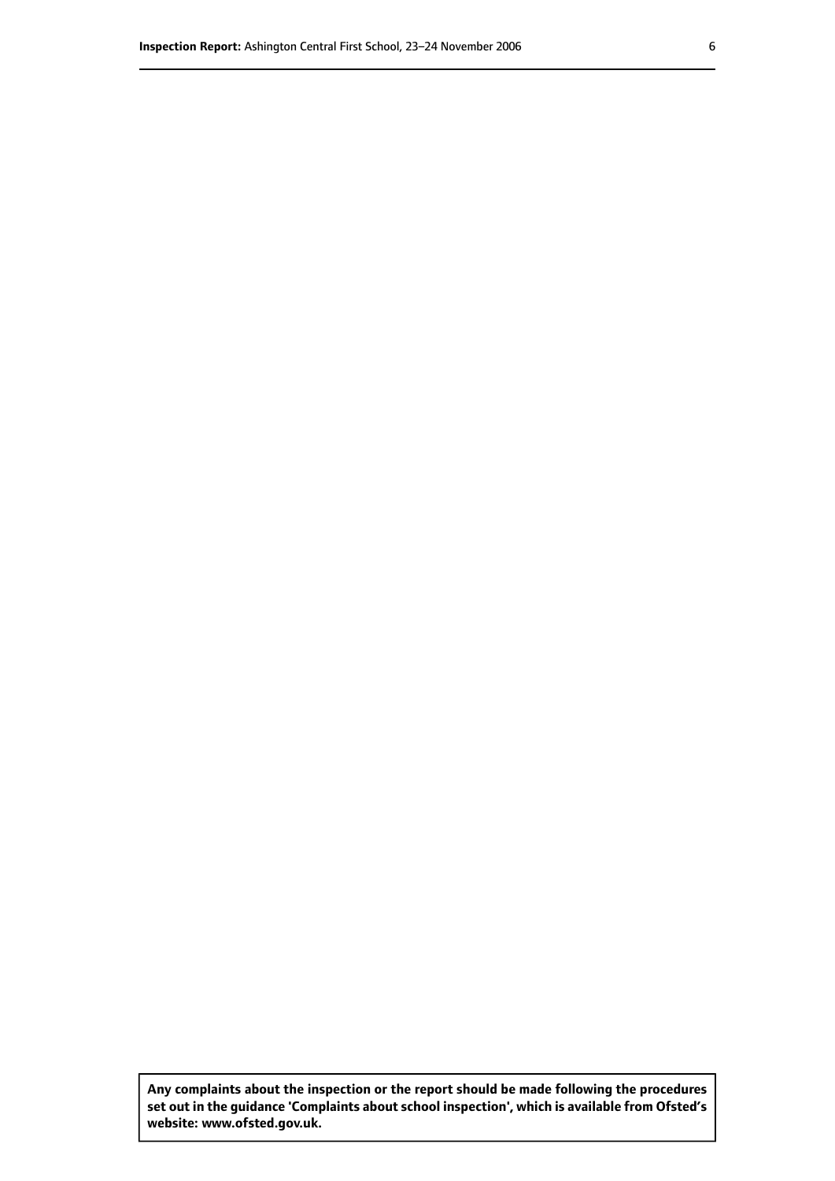**Any complaints about the inspection or the report should be made following the procedures set out in the guidance 'Complaints about school inspection', which is available from Ofsted's website: www.ofsted.gov.uk.**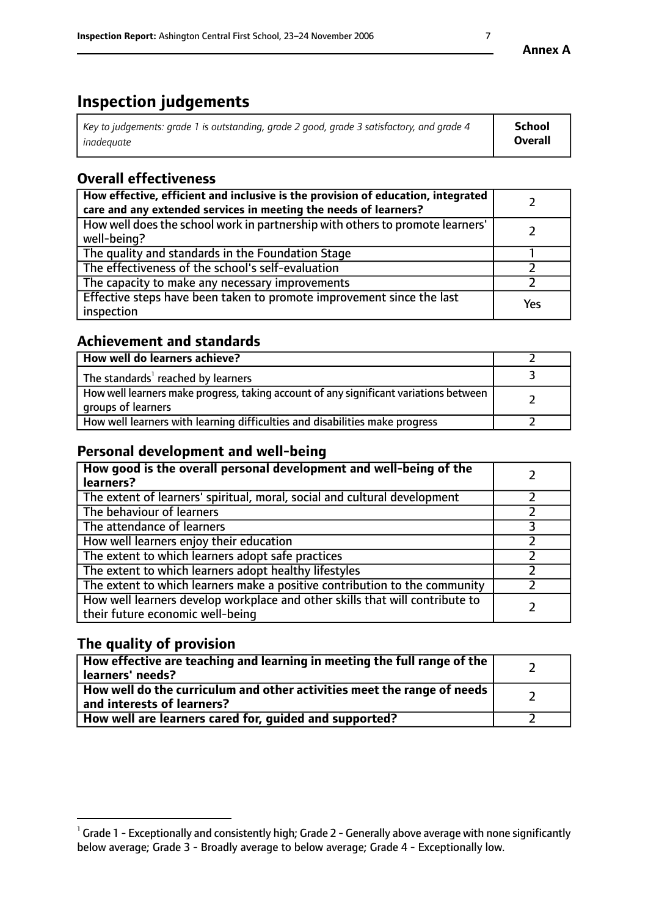# Inspection judgements

| *Key to judgements: grade 1 is outstanding, grade 2 good, grade 3 satisfactory, and grade 4 inadequate* | **School Overall** |
|---|---|

## Overall effectiveness

| | |
|---|---|
| **How effective, efficient and inclusive is the provision of education, integrated care and any extended services in meeting the needs of learners?** | 2 |
| How well does the school work in partnership with others to promote learners' well-being? | 2 |
| The quality and standards in the Foundation Stage | 1 |
| The effectiveness of the school's self-evaluation | 2 |
| The capacity to make any necessary improvements | 2 |
| Effective steps have been taken to promote improvement since the last inspection | Yes |

## Achievement and standards

| | |
|---|---|
| **How well do learners achieve?** | 2 |
| The standards[1] reached by learners | 3 |
| How well learners make progress, taking account of any significant variations between groups of learners | 2 |
| How well learners with learning difficulties and disabilities make progress | 2 |

## Personal development and well-being

| | |
|---|---|
| **How good is the overall personal development and well-being of the learners?** | 2 |
| The extent of learners' spiritual, moral, social and cultural development | 2 |
| The behaviour of learners | 2 |
| The attendance of learners | 3 |
| How well learners enjoy their education | 2 |
| The extent to which learners adopt safe practices | 2 |
| The extent to which learners adopt healthy lifestyles | 2 |
| The extent to which learners make a positive contribution to the community | 2 |
| How well learners develop workplace and other skills that will contribute to their future economic well-being | 2 |

## The quality of provision

| | |
|---|---|
| **How effective are teaching and learning in meeting the full range of the learners' needs?** | 2 |
| **How well do the curriculum and other activities meet the range of needs and interests of learners?** | 2 |
| **How well are learners cared for, guided and supported?** | 2 |

[1] Grade 1 - Exceptionally and consistently high; Grade 2 - Generally above average with none significantly below average; Grade 3 - Broadly average to below average; Grade 4 - Exceptionally low.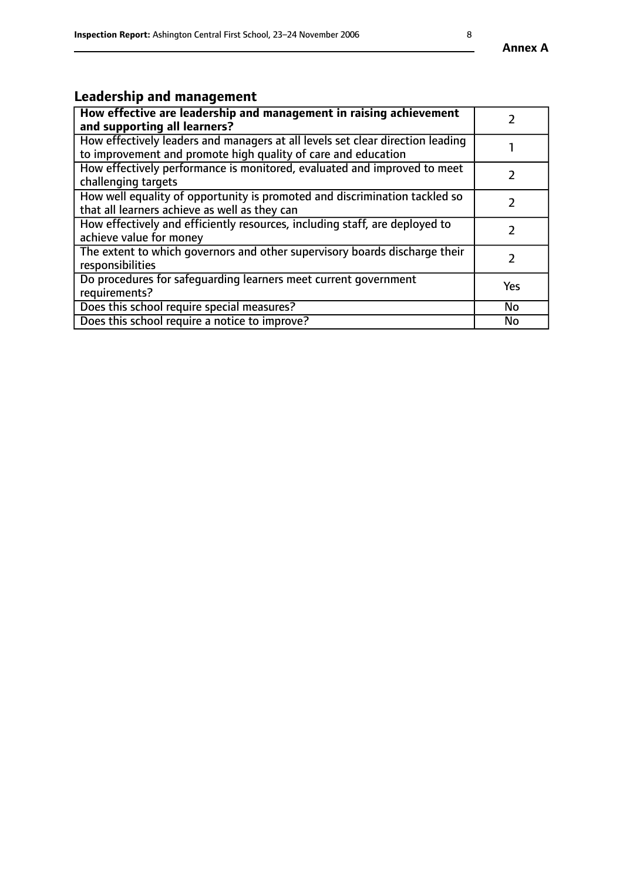## Leadership and management

| **How effective are leadership and management in raising achievement and supporting all learners?** | 2 |
|---|---|
| How effectively leaders and managers at all levels set clear direction leading to improvement and promote high quality of care and education | 1 |
| How effectively performance is monitored, evaluated and improved to meet challenging targets | 2 |
| How well equality of opportunity is promoted and discrimination tackled so that all learners achieve as well as they can | 2 |
| How effectively and efficiently resources, including staff, are deployed to achieve value for money | 2 |
| The extent to which governors and other supervisory boards discharge their responsibilities | 2 |
| Do procedures for safeguarding learners meet current government requirements? | Yes |
| Does this school require special measures? | No |
| Does this school require a notice to improve? | No |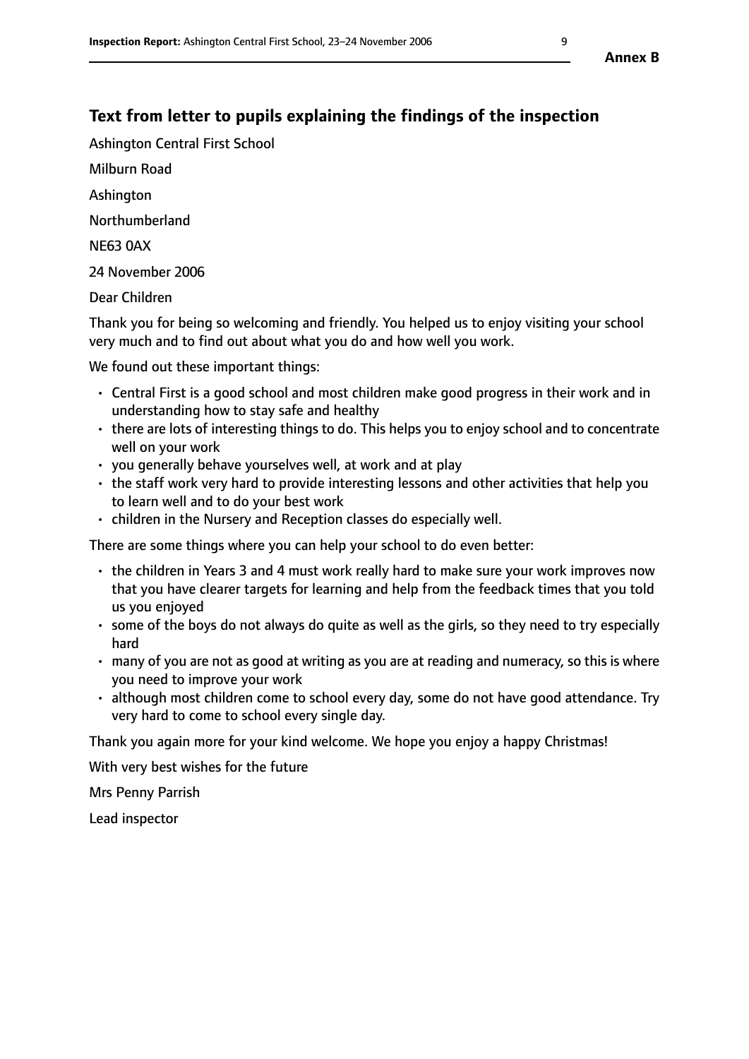## Text from letter to pupils explaining the findings of the inspection

Ashington Central First School

Milburn Road

Ashington

Northumberland

NE63 0AX

24 November 2006

Dear Children

Thank you for being so welcoming and friendly. You helped us to enjoy visiting your school very much and to find out about what you do and how well you work.

We found out these important things:

- Central First is a good school and most children make good progress in their work and in understanding how to stay safe and healthy
- there are lots of interesting things to do. This helps you to enjoy school and to concentrate well on your work
- you generally behave yourselves well, at work and at play
- the staff work very hard to provide interesting lessons and other activities that help you to learn well and to do your best work
- children in the Nursery and Reception classes do especially well.

There are some things where you can help your school to do even better:

- the children in Years 3 and 4 must work really hard to make sure your work improves now that you have clearer targets for learning and help from the feedback times that you told us you enjoyed
- some of the boys do not always do quite as well as the girls, so they need to try especially hard
- many of you are not as good at writing as you are at reading and numeracy, so this is where you need to improve your work
- although most children come to school every day, some do not have good attendance. Try very hard to come to school every single day.

Thank you again more for your kind welcome. We hope you enjoy a happy Christmas!

With very best wishes for the future

Mrs Penny Parrish

Lead inspector